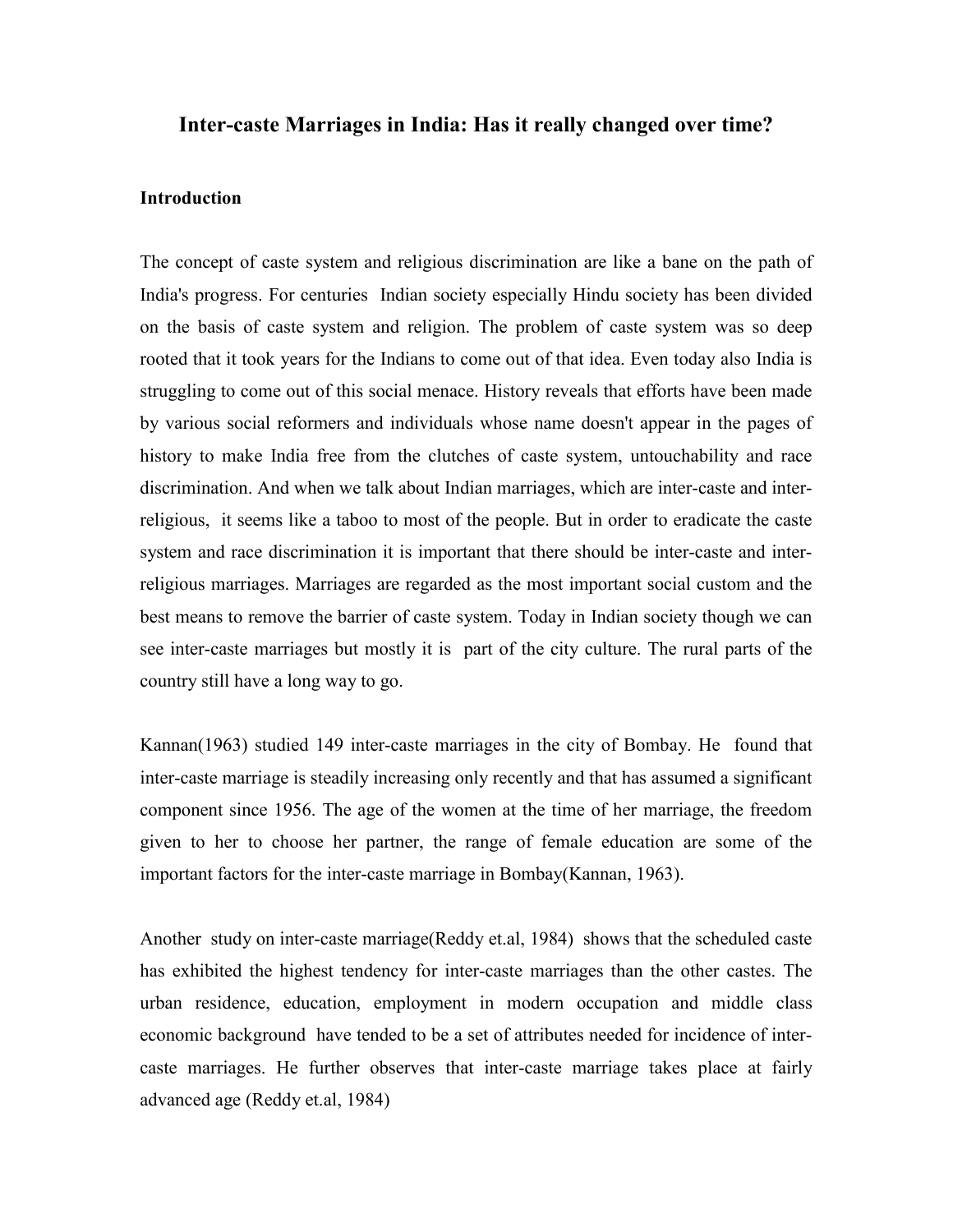# Inter-caste Marriages in India: Has it really changed over time?

## Introduction

The concept of caste system and religious discrimination are like a bane on the path of India's progress. For centuries Indian society especially Hindu society has been divided on the basis of caste system and religion. The problem of caste system was so deep rooted that it took years for the Indians to come out of that idea. Even today also India is struggling to come out of this social menace. History reveals that efforts have been made by various social reformers and individuals whose name doesn't appear in the pages of history to make India free from the clutches of caste system, untouchability and race discrimination. And when we talk about Indian marriages, which are inter-caste and inter-religious, it seems like a taboo to most of the people. But in order to eradicate the caste system and race discrimination it is important that there should be inter-caste and inter-religious marriages. Marriages are regarded as the most important social custom and the best means to remove the barrier of caste system. Today in Indian society though we can see inter-caste marriages but mostly it is part of the city culture. The rural parts of the country still have a long way to go.

Kannan(1963) studied 149 inter-caste marriages in the city of Bombay. He found that inter-caste marriage is steadily increasing only recently and that has assumed a significant component since 1956. The age of the women at the time of her marriage, the freedom given to her to choose her partner, the range of female education are some of the important factors for the inter-caste marriage in Bombay(Kannan, 1963).

Another study on inter-caste marriage(Reddy et.al, 1984) shows that the scheduled caste has exhibited the highest tendency for inter-caste marriages than the other castes. The urban residence, education, employment in modern occupation and middle class economic background have tended to be a set of attributes needed for incidence of inter-caste marriages. He further observes that inter-caste marriage takes place at fairly advanced age (Reddy et.al, 1984)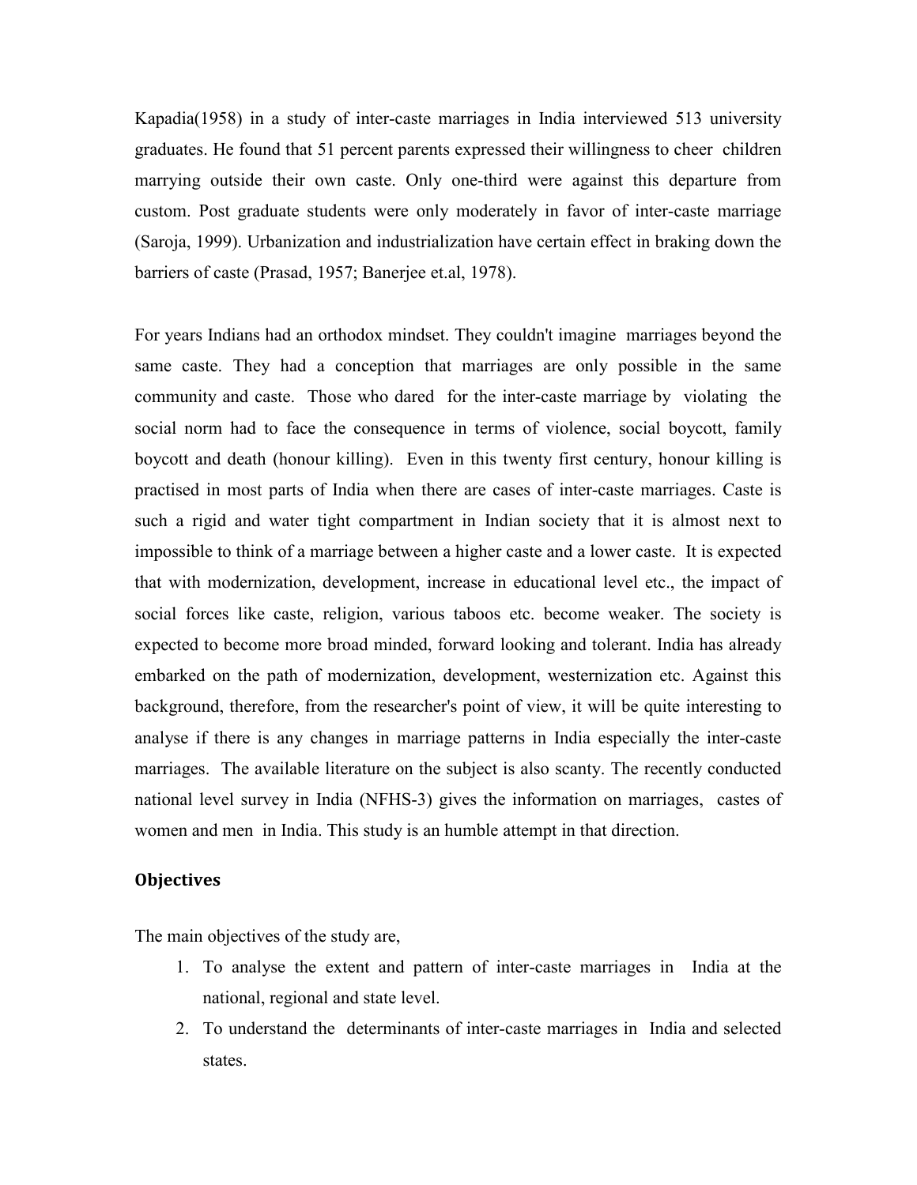Kapadia(1958) in a study of inter-caste marriages in India interviewed 513 university graduates. He found that 51 percent parents expressed their willingness to cheer children marrying outside their own caste. Only one-third were against this departure from custom. Post graduate students were only moderately in favor of inter-caste marriage (Saroja, 1999). Urbanization and industrialization have certain effect in braking down the barriers of caste (Prasad, 1957; Banerjee et.al, 1978).

For years Indians had an orthodox mindset. They couldn't imagine marriages beyond the same caste. They had a conception that marriages are only possible in the same community and caste. Those who dared for the inter-caste marriage by violating the social norm had to face the consequence in terms of violence, social boycott, family boycott and death (honour killing). Even in this twenty first century, honour killing is practised in most parts of India when there are cases of inter-caste marriages. Caste is such a rigid and water tight compartment in Indian society that it is almost next to impossible to think of a marriage between a higher caste and a lower caste. It is expected that with modernization, development, increase in educational level etc., the impact of social forces like caste, religion, various taboos etc. become weaker. The society is expected to become more broad minded, forward looking and tolerant. India has already embarked on the path of modernization, development, westernization etc. Against this background, therefore, from the researcher's point of view, it will be quite interesting to analyse if there is any changes in marriage patterns in India especially the inter-caste marriages. The available literature on the subject is also scanty. The recently conducted national level survey in India (NFHS-3) gives the information on marriages, castes of women and men in India. This study is an humble attempt in that direction.

## Objectives

The main objectives of the study are,

1. To analyse the extent and pattern of inter-caste marriages in India at the national, regional and state level.
2. To understand the determinants of inter-caste marriages in India and selected states.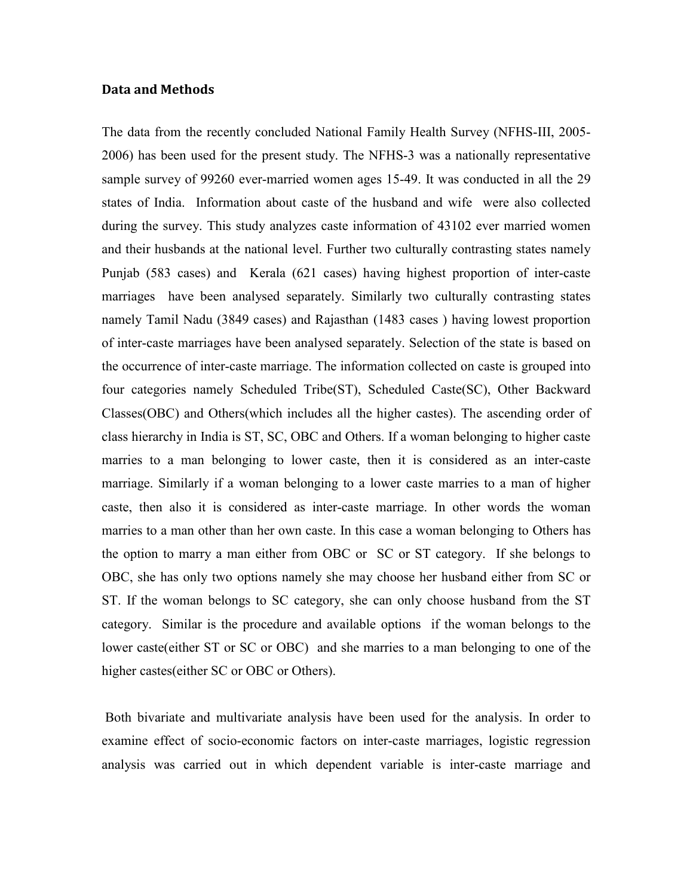## Data and Methods

The data from the recently concluded National Family Health Survey (NFHS-III, 2005-2006) has been used for the present study. The NFHS-3 was a nationally representative sample survey of 99260 ever-married women ages 15-49. It was conducted in all the 29 states of India. Information about caste of the husband and wife were also collected during the survey. This study analyzes caste information of 43102 ever married women and their husbands at the national level. Further two culturally contrasting states namely Punjab (583 cases) and Kerala (621 cases) having highest proportion of inter-caste marriages have been analysed separately. Similarly two culturally contrasting states namely Tamil Nadu (3849 cases) and Rajasthan (1483 cases ) having lowest proportion of inter-caste marriages have been analysed separately. Selection of the state is based on the occurrence of inter-caste marriage. The information collected on caste is grouped into four categories namely Scheduled Tribe(ST), Scheduled Caste(SC), Other Backward Classes(OBC) and Others(which includes all the higher castes). The ascending order of class hierarchy in India is ST, SC, OBC and Others. If a woman belonging to higher caste marries to a man belonging to lower caste, then it is considered as an inter-caste marriage. Similarly if a woman belonging to a lower caste marries to a man of higher caste, then also it is considered as inter-caste marriage. In other words the woman marries to a man other than her own caste. In this case a woman belonging to Others has the option to marry a man either from OBC or SC or ST category. If she belongs to OBC, she has only two options namely she may choose her husband either from SC or ST. If the woman belongs to SC category, she can only choose husband from the ST category. Similar is the procedure and available options if the woman belongs to the lower caste(either ST or SC or OBC) and she marries to a man belonging to one of the higher castes(either SC or OBC or Others).

Both bivariate and multivariate analysis have been used for the analysis. In order to examine effect of socio-economic factors on inter-caste marriages, logistic regression analysis was carried out in which dependent variable is inter-caste marriage and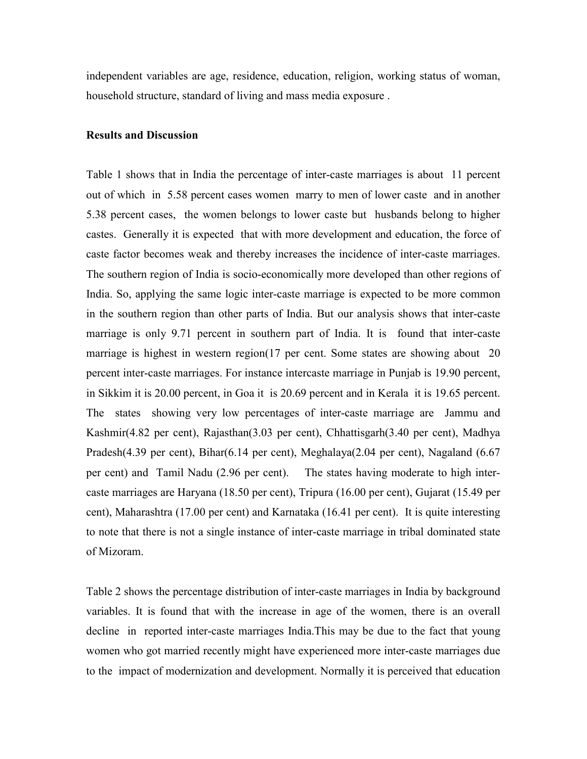independent variables are age, residence, education, religion, working status of woman, household structure, standard of living and mass media exposure .

**Results and Discussion**

Table 1 shows that in India the percentage of inter-caste marriages is about 11 percent out of which in 5.58 percent cases women marry to men of lower caste and in another 5.38 percent cases, the women belongs to lower caste but husbands belong to higher castes. Generally it is expected that with more development and education, the force of caste factor becomes weak and thereby increases the incidence of inter-caste marriages. The southern region of India is socio-economically more developed than other regions of India. So, applying the same logic inter-caste marriage is expected to be more common in the southern region than other parts of India. But our analysis shows that inter-caste marriage is only 9.71 percent in southern part of India. It is found that inter-caste marriage is highest in western region(17 per cent. Some states are showing about 20 percent inter-caste marriages. For instance intercaste marriage in Punjab is 19.90 percent, in Sikkim it is 20.00 percent, in Goa it is 20.69 percent and in Kerala it is 19.65 percent. The states showing very low percentages of inter-caste marriage are Jammu and Kashmir(4.82 per cent), Rajasthan(3.03 per cent), Chhattisgarh(3.40 per cent), Madhya Pradesh(4.39 per cent), Bihar(6.14 per cent), Meghalaya(2.04 per cent), Nagaland (6.67 per cent) and Tamil Nadu (2.96 per cent). The states having moderate to high inter-caste marriages are Haryana (18.50 per cent), Tripura (16.00 per cent), Gujarat (15.49 per cent), Maharashtra (17.00 per cent) and Karnataka (16.41 per cent). It is quite interesting to note that there is not a single instance of inter-caste marriage in tribal dominated state of Mizoram.

Table 2 shows the percentage distribution of inter-caste marriages in India by background variables. It is found that with the increase in age of the women, there is an overall decline in reported inter-caste marriages India.This may be due to the fact that young women who got married recently might have experienced more inter-caste marriages due to the impact of modernization and development. Normally it is perceived that education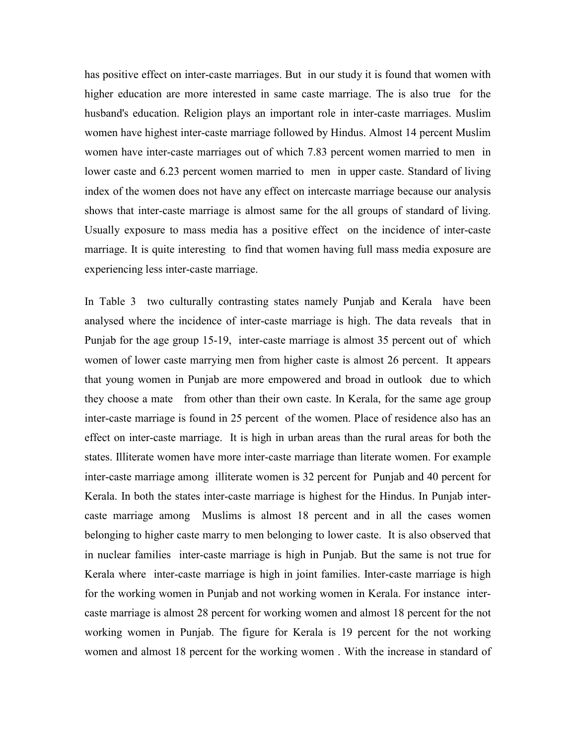has positive effect on inter-caste marriages. But in our study it is found that women with higher education are more interested in same caste marriage. The is also true for the husband's education. Religion plays an important role in inter-caste marriages. Muslim women have highest inter-caste marriage followed by Hindus. Almost 14 percent Muslim women have inter-caste marriages out of which 7.83 percent women married to men in lower caste and 6.23 percent women married to men in upper caste. Standard of living index of the women does not have any effect on intercaste marriage because our analysis shows that inter-caste marriage is almost same for the all groups of standard of living. Usually exposure to mass media has a positive effect on the incidence of inter-caste marriage. It is quite interesting to find that women having full mass media exposure are experiencing less inter-caste marriage.

In Table 3 two culturally contrasting states namely Punjab and Kerala have been analysed where the incidence of inter-caste marriage is high. The data reveals that in Punjab for the age group 15-19, inter-caste marriage is almost 35 percent out of which women of lower caste marrying men from higher caste is almost 26 percent. It appears that young women in Punjab are more empowered and broad in outlook due to which they choose a mate from other than their own caste. In Kerala, for the same age group inter-caste marriage is found in 25 percent of the women. Place of residence also has an effect on inter-caste marriage. It is high in urban areas than the rural areas for both the states. Illiterate women have more inter-caste marriage than literate women. For example inter-caste marriage among illiterate women is 32 percent for Punjab and 40 percent for Kerala. In both the states inter-caste marriage is highest for the Hindus. In Punjab inter-caste marriage among Muslims is almost 18 percent and in all the cases women belonging to higher caste marry to men belonging to lower caste. It is also observed that in nuclear families inter-caste marriage is high in Punjab. But the same is not true for Kerala where inter-caste marriage is high in joint families. Inter-caste marriage is high for the working women in Punjab and not working women in Kerala. For instance inter-caste marriage is almost 28 percent for working women and almost 18 percent for the not working women in Punjab. The figure for Kerala is 19 percent for the not working women and almost 18 percent for the working women . With the increase in standard of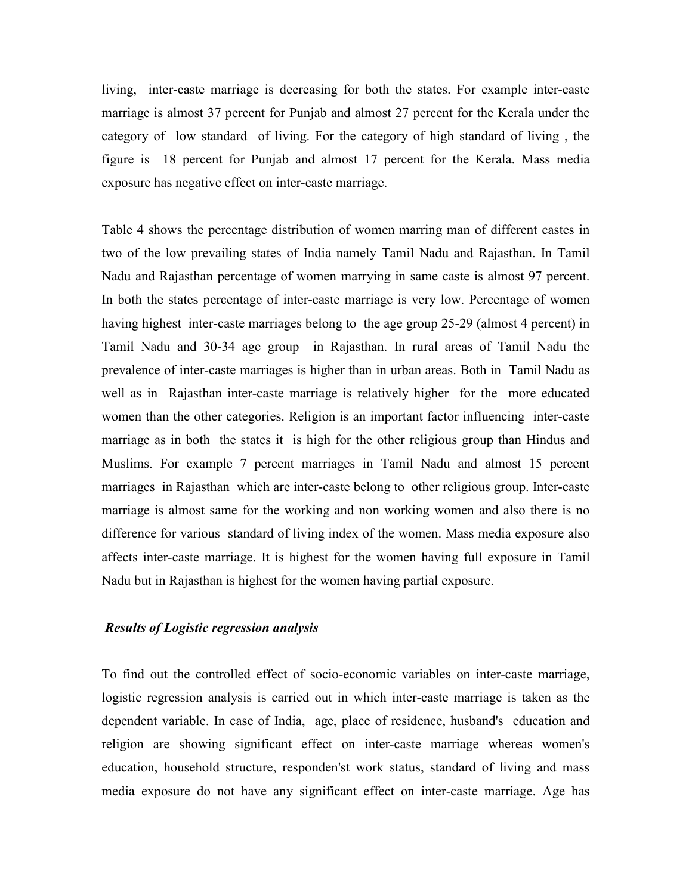living, inter-caste marriage is decreasing for both the states. For example inter-caste marriage is almost 37 percent for Punjab and almost 27 percent for the Kerala under the category of low standard of living. For the category of high standard of living , the figure is 18 percent for Punjab and almost 17 percent for the Kerala. Mass media exposure has negative effect on inter-caste marriage.

Table 4 shows the percentage distribution of women marring man of different castes in two of the low prevailing states of India namely Tamil Nadu and Rajasthan. In Tamil Nadu and Rajasthan percentage of women marrying in same caste is almost 97 percent. In both the states percentage of inter-caste marriage is very low. Percentage of women having highest inter-caste marriages belong to the age group 25-29 (almost 4 percent) in Tamil Nadu and 30-34 age group in Rajasthan. In rural areas of Tamil Nadu the prevalence of inter-caste marriages is higher than in urban areas. Both in Tamil Nadu as well as in Rajasthan inter-caste marriage is relatively higher for the more educated women than the other categories. Religion is an important factor influencing inter-caste marriage as in both the states it is high for the other religious group than Hindus and Muslims. For example 7 percent marriages in Tamil Nadu and almost 15 percent marriages in Rajasthan which are inter-caste belong to other religious group. Inter-caste marriage is almost same for the working and non working women and also there is no difference for various standard of living index of the women. Mass media exposure also affects inter-caste marriage. It is highest for the women having full exposure in Tamil Nadu but in Rajasthan is highest for the women having partial exposure.

***Results of Logistic regression analysis***

To find out the controlled effect of socio-economic variables on inter-caste marriage, logistic regression analysis is carried out in which inter-caste marriage is taken as the dependent variable. In case of India, age, place of residence, husband's education and religion are showing significant effect on inter-caste marriage whereas women's education, household structure, responden'st work status, standard of living and mass media exposure do not have any significant effect on inter-caste marriage. Age has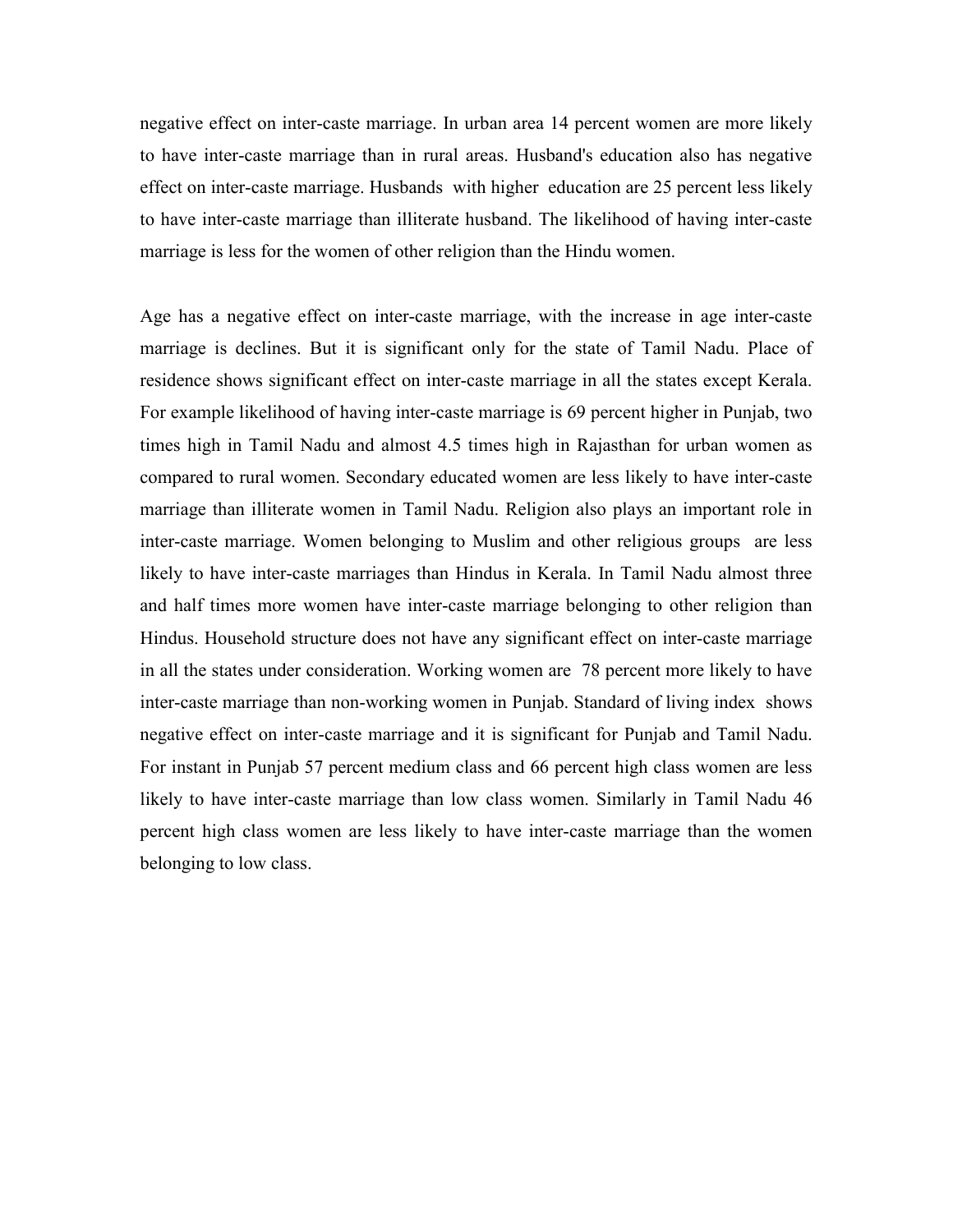negative effect on inter-caste marriage. In urban area 14 percent women are more likely to have inter-caste marriage than in rural areas. Husband's education also has negative effect on inter-caste marriage. Husbands with higher education are 25 percent less likely to have inter-caste marriage than illiterate husband. The likelihood of having inter-caste marriage is less for the women of other religion than the Hindu women.

Age has a negative effect on inter-caste marriage, with the increase in age inter-caste marriage is declines. But it is significant only for the state of Tamil Nadu. Place of residence shows significant effect on inter-caste marriage in all the states except Kerala. For example likelihood of having inter-caste marriage is 69 percent higher in Punjab, two times high in Tamil Nadu and almost 4.5 times high in Rajasthan for urban women as compared to rural women. Secondary educated women are less likely to have inter-caste marriage than illiterate women in Tamil Nadu. Religion also plays an important role in inter-caste marriage. Women belonging to Muslim and other religious groups are less likely to have inter-caste marriages than Hindus in Kerala. In Tamil Nadu almost three and half times more women have inter-caste marriage belonging to other religion than Hindus. Household structure does not have any significant effect on inter-caste marriage in all the states under consideration. Working women are 78 percent more likely to have inter-caste marriage than non-working women in Punjab. Standard of living index shows negative effect on inter-caste marriage and it is significant for Punjab and Tamil Nadu. For instant in Punjab 57 percent medium class and 66 percent high class women are less likely to have inter-caste marriage than low class women. Similarly in Tamil Nadu 46 percent high class women are less likely to have inter-caste marriage than the women belonging to low class.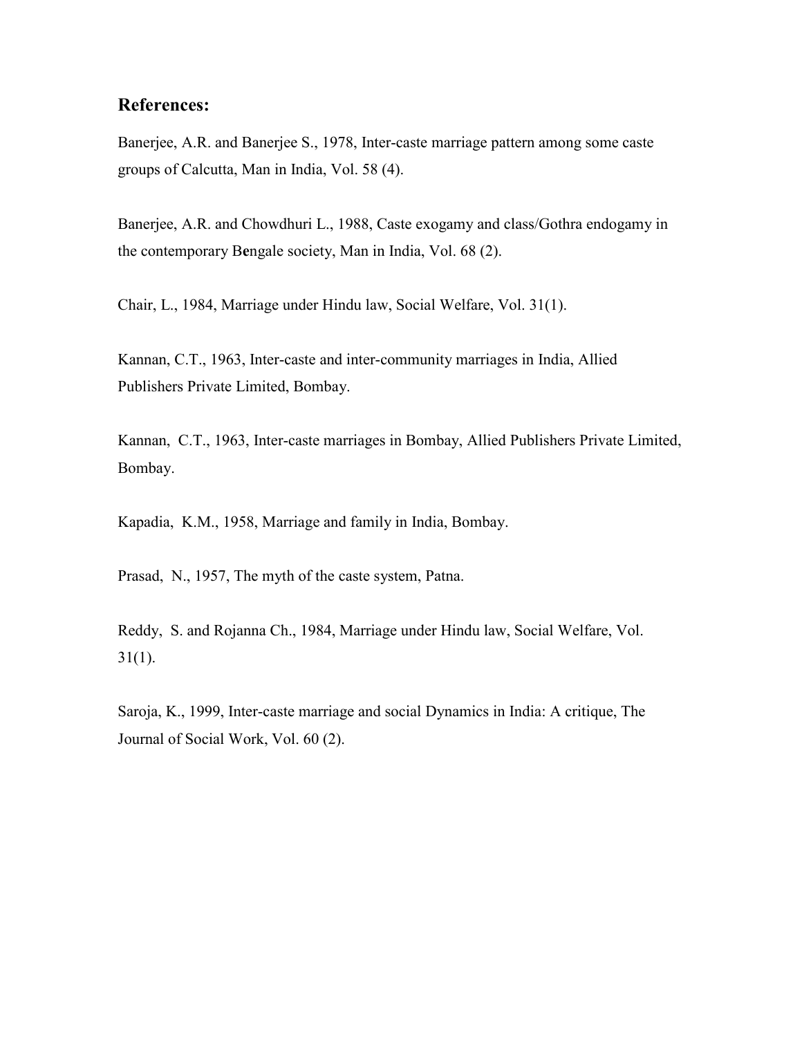## References:

Banerjee, A.R. and Banerjee S., 1978, Inter-caste marriage pattern among some caste groups of Calcutta, Man in India, Vol. 58 (4).

Banerjee, A.R. and Chowdhuri L., 1988, Caste exogamy and class/Gothra endogamy in the contemporary Bengale society, Man in India, Vol. 68 (2).

Chair, L., 1984, Marriage under Hindu law, Social Welfare, Vol. 31(1).

Kannan, C.T., 1963, Inter-caste and inter-community marriages in India, Allied Publishers Private Limited, Bombay.

Kannan, C.T., 1963, Inter-caste marriages in Bombay, Allied Publishers Private Limited, Bombay.

Kapadia, K.M., 1958, Marriage and family in India, Bombay.

Prasad, N., 1957, The myth of the caste system, Patna.

Reddy, S. and Rojanna Ch., 1984, Marriage under Hindu law, Social Welfare, Vol. 31(1).

Saroja, K., 1999, Inter-caste marriage and social Dynamics in India: A critique, The Journal of Social Work, Vol. 60 (2).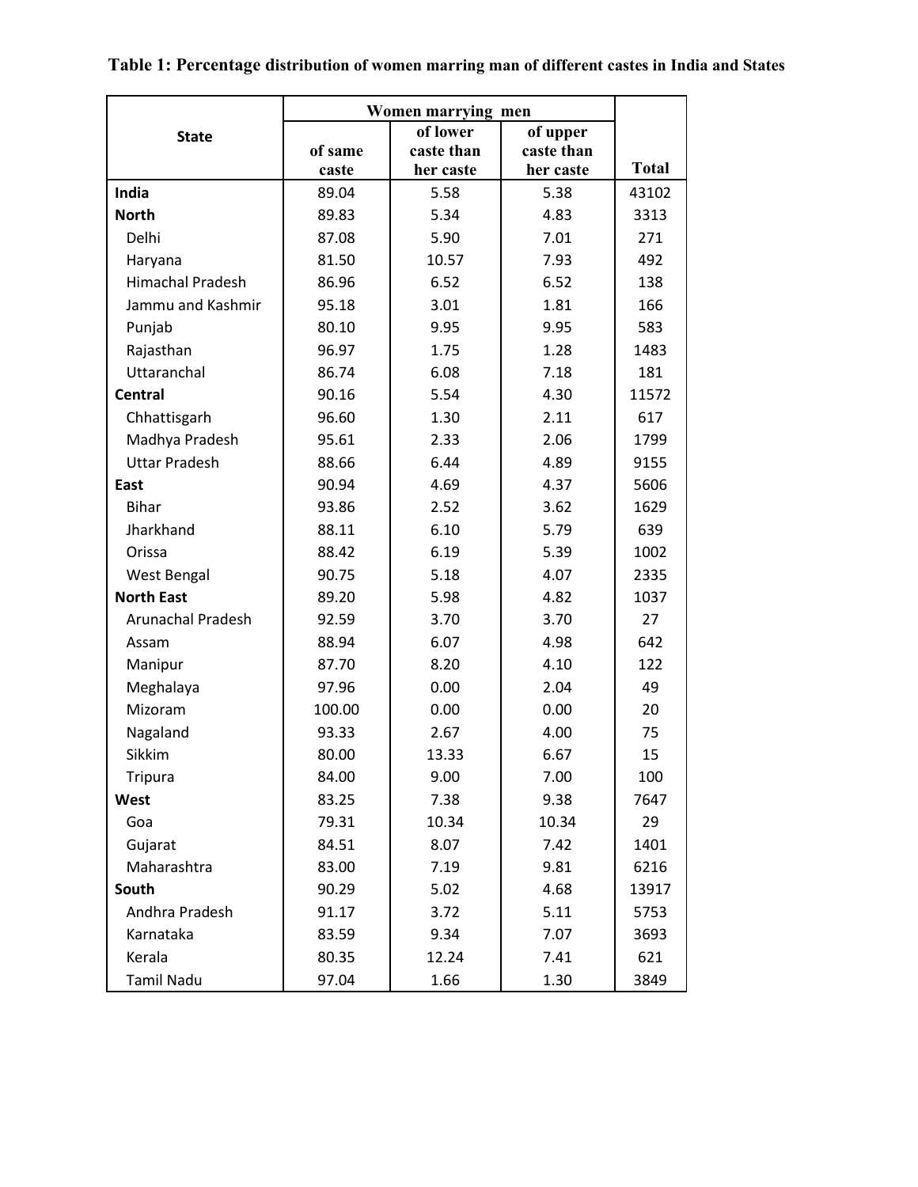**Table 1: Percentage distribution of women marring man of different castes in India and States**

| State | Women marrying men | | | Total |
|---|---|---|---|---|
| | of same caste | of lower caste than her caste | of upper caste than her caste | |
| **India** | 89.04 | 5.58 | 5.38 | 43102 |
| **North** | 89.83 | 5.34 | 4.83 | 3313 |
| Delhi | 87.08 | 5.90 | 7.01 | 271 |
| Haryana | 81.50 | 10.57 | 7.93 | 492 |
| Himachal Pradesh | 86.96 | 6.52 | 6.52 | 138 |
| Jammu and Kashmir | 95.18 | 3.01 | 1.81 | 166 |
| Punjab | 80.10 | 9.95 | 9.95 | 583 |
| Rajasthan | 96.97 | 1.75 | 1.28 | 1483 |
| Uttaranchal | 86.74 | 6.08 | 7.18 | 181 |
| **Central** | 90.16 | 5.54 | 4.30 | 11572 |
| Chhattisgarh | 96.60 | 1.30 | 2.11 | 617 |
| Madhya Pradesh | 95.61 | 2.33 | 2.06 | 1799 |
| Uttar Pradesh | 88.66 | 6.44 | 4.89 | 9155 |
| **East** | 90.94 | 4.69 | 4.37 | 5606 |
| Bihar | 93.86 | 2.52 | 3.62 | 1629 |
| Jharkhand | 88.11 | 6.10 | 5.79 | 639 |
| Orissa | 88.42 | 6.19 | 5.39 | 1002 |
| West Bengal | 90.75 | 5.18 | 4.07 | 2335 |
| **North East** | 89.20 | 5.98 | 4.82 | 1037 |
| Arunachal Pradesh | 92.59 | 3.70 | 3.70 | 27 |
| Assam | 88.94 | 6.07 | 4.98 | 642 |
| Manipur | 87.70 | 8.20 | 4.10 | 122 |
| Meghalaya | 97.96 | 0.00 | 2.04 | 49 |
| Mizoram | 100.00 | 0.00 | 0.00 | 20 |
| Nagaland | 93.33 | 2.67 | 4.00 | 75 |
| Sikkim | 80.00 | 13.33 | 6.67 | 15 |
| Tripura | 84.00 | 9.00 | 7.00 | 100 |
| **West** | 83.25 | 7.38 | 9.38 | 7647 |
| Goa | 79.31 | 10.34 | 10.34 | 29 |
| Gujarat | 84.51 | 8.07 | 7.42 | 1401 |
| Maharashtra | 83.00 | 7.19 | 9.81 | 6216 |
| **South** | 90.29 | 5.02 | 4.68 | 13917 |
| Andhra Pradesh | 91.17 | 3.72 | 5.11 | 5753 |
| Karnataka | 83.59 | 9.34 | 7.07 | 3693 |
| Kerala | 80.35 | 12.24 | 7.41 | 621 |
| Tamil Nadu | 97.04 | 1.66 | 1.30 | 3849 |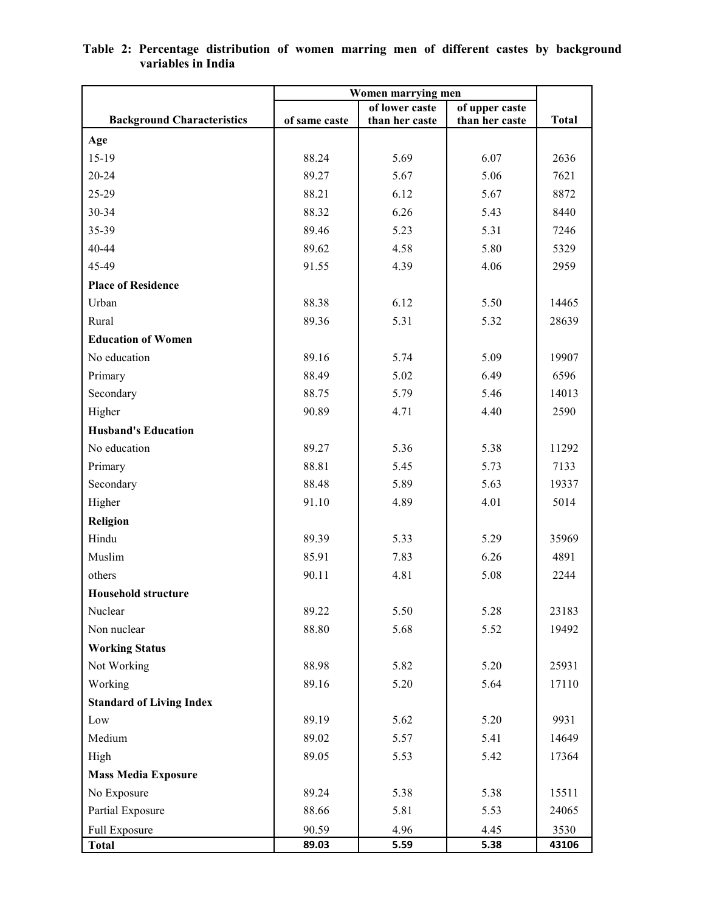**Table 2: Percentage distribution of women marring men of different castes by background variables in India**

| Background Characteristics | Women marrying men | | | Total |
|---|---|---|---|---|
| | of same caste | of lower caste than her caste | of upper caste than her caste | |
| **Age** | | | | |
| 15-19 | 88.24 | 5.69 | 6.07 | 2636 |
| 20-24 | 89.27 | 5.67 | 5.06 | 7621 |
| 25-29 | 88.21 | 6.12 | 5.67 | 8872 |
| 30-34 | 88.32 | 6.26 | 5.43 | 8440 |
| 35-39 | 89.46 | 5.23 | 5.31 | 7246 |
| 40-44 | 89.62 | 4.58 | 5.80 | 5329 |
| 45-49 | 91.55 | 4.39 | 4.06 | 2959 |
| **Place of Residence** | | | | |
| Urban | 88.38 | 6.12 | 5.50 | 14465 |
| Rural | 89.36 | 5.31 | 5.32 | 28639 |
| **Education of Women** | | | | |
| No education | 89.16 | 5.74 | 5.09 | 19907 |
| Primary | 88.49 | 5.02 | 6.49 | 6596 |
| Secondary | 88.75 | 5.79 | 5.46 | 14013 |
| Higher | 90.89 | 4.71 | 4.40 | 2590 |
| **Husband's Education** | | | | |
| No education | 89.27 | 5.36 | 5.38 | 11292 |
| Primary | 88.81 | 5.45 | 5.73 | 7133 |
| Secondary | 88.48 | 5.89 | 5.63 | 19337 |
| Higher | 91.10 | 4.89 | 4.01 | 5014 |
| **Religion** | | | | |
| Hindu | 89.39 | 5.33 | 5.29 | 35969 |
| Muslim | 85.91 | 7.83 | 6.26 | 4891 |
| others | 90.11 | 4.81 | 5.08 | 2244 |
| **Household structure** | | | | |
| Nuclear | 89.22 | 5.50 | 5.28 | 23183 |
| Non nuclear | 88.80 | 5.68 | 5.52 | 19492 |
| **Working Status** | | | | |
| Not Working | 88.98 | 5.82 | 5.20 | 25931 |
| Working | 89.16 | 5.20 | 5.64 | 17110 |
| **Standard of Living Index** | | | | |
| Low | 89.19 | 5.62 | 5.20 | 9931 |
| Medium | 89.02 | 5.57 | 5.41 | 14649 |
| High | 89.05 | 5.53 | 5.42 | 17364 |
| **Mass Media Exposure** | | | | |
| No Exposure | 89.24 | 5.38 | 5.38 | 15511 |
| Partial Exposure | 88.66 | 5.81 | 5.53 | 24065 |
| Full Exposure | 90.59 | 4.96 | 4.45 | 3530 |
| **Total** | **89.03** | **5.59** | **5.38** | **43106** |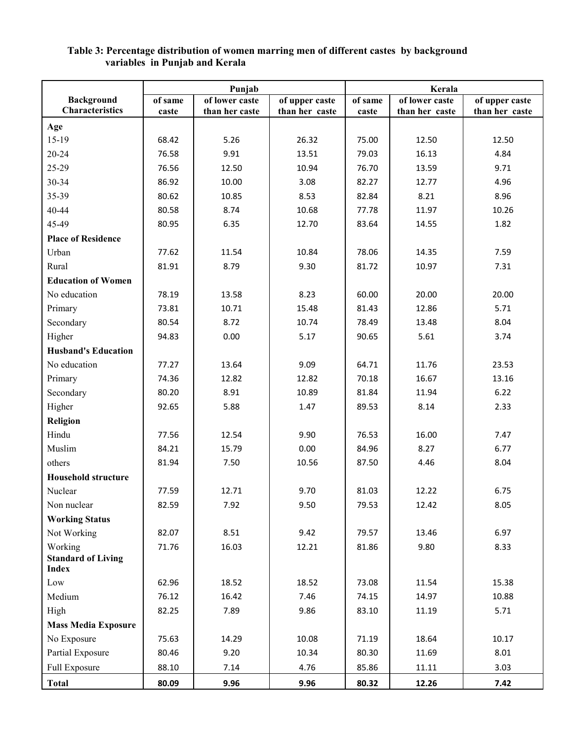**Table 3: Percentage distribution of women marring men of different castes by background variables in Punjab and Kerala**

| Background Characteristics | Punjab | | | Kerala | | |
|---|---|---|---|---|---|---|
| | of same caste | of lower caste than her caste | of upper caste than her caste | of same caste | of lower caste than her caste | of upper caste than her caste |
| **Age** | | | | | | |
| 15-19 | 68.42 | 5.26 | 26.32 | 75.00 | 12.50 | 12.50 |
| 20-24 | 76.58 | 9.91 | 13.51 | 79.03 | 16.13 | 4.84 |
| 25-29 | 76.56 | 12.50 | 10.94 | 76.70 | 13.59 | 9.71 |
| 30-34 | 86.92 | 10.00 | 3.08 | 82.27 | 12.77 | 4.96 |
| 35-39 | 80.62 | 10.85 | 8.53 | 82.84 | 8.21 | 8.96 |
| 40-44 | 80.58 | 8.74 | 10.68 | 77.78 | 11.97 | 10.26 |
| 45-49 | 80.95 | 6.35 | 12.70 | 83.64 | 14.55 | 1.82 |
| **Place of Residence** | | | | | | |
| Urban | 77.62 | 11.54 | 10.84 | 78.06 | 14.35 | 7.59 |
| Rural | 81.91 | 8.79 | 9.30 | 81.72 | 10.97 | 7.31 |
| **Education of Women** | | | | | | |
| No education | 78.19 | 13.58 | 8.23 | 60.00 | 20.00 | 20.00 |
| Primary | 73.81 | 10.71 | 15.48 | 81.43 | 12.86 | 5.71 |
| Secondary | 80.54 | 8.72 | 10.74 | 78.49 | 13.48 | 8.04 |
| Higher | 94.83 | 0.00 | 5.17 | 90.65 | 5.61 | 3.74 |
| **Husband's Education** | | | | | | |
| No education | 77.27 | 13.64 | 9.09 | 64.71 | 11.76 | 23.53 |
| Primary | 74.36 | 12.82 | 12.82 | 70.18 | 16.67 | 13.16 |
| Secondary | 80.20 | 8.91 | 10.89 | 81.84 | 11.94 | 6.22 |
| Higher | 92.65 | 5.88 | 1.47 | 89.53 | 8.14 | 2.33 |
| **Religion** | | | | | | |
| Hindu | 77.56 | 12.54 | 9.90 | 76.53 | 16.00 | 7.47 |
| Muslim | 84.21 | 15.79 | 0.00 | 84.96 | 8.27 | 6.77 |
| others | 81.94 | 7.50 | 10.56 | 87.50 | 4.46 | 8.04 |
| **Household structure** | | | | | | |
| Nuclear | 77.59 | 12.71 | 9.70 | 81.03 | 12.22 | 6.75 |
| Non nuclear | 82.59 | 7.92 | 9.50 | 79.53 | 12.42 | 8.05 |
| **Working Status** | | | | | | |
| Not Working | 82.07 | 8.51 | 9.42 | 79.57 | 13.46 | 6.97 |
| Working | 71.76 | 16.03 | 12.21 | 81.86 | 9.80 | 8.33 |
| **Standard of Living Index** | | | | | | |
| Low | 62.96 | 18.52 | 18.52 | 73.08 | 11.54 | 15.38 |
| Medium | 76.12 | 16.42 | 7.46 | 74.15 | 14.97 | 10.88 |
| High | 82.25 | 7.89 | 9.86 | 83.10 | 11.19 | 5.71 |
| **Mass Media Exposure** | | | | | | |
| No Exposure | 75.63 | 14.29 | 10.08 | 71.19 | 18.64 | 10.17 |
| Partial Exposure | 80.46 | 9.20 | 10.34 | 80.30 | 11.69 | 8.01 |
| Full Exposure | 88.10 | 7.14 | 4.76 | 85.86 | 11.11 | 3.03 |
| **Total** | **80.09** | **9.96** | **9.96** | **80.32** | **12.26** | **7.42** |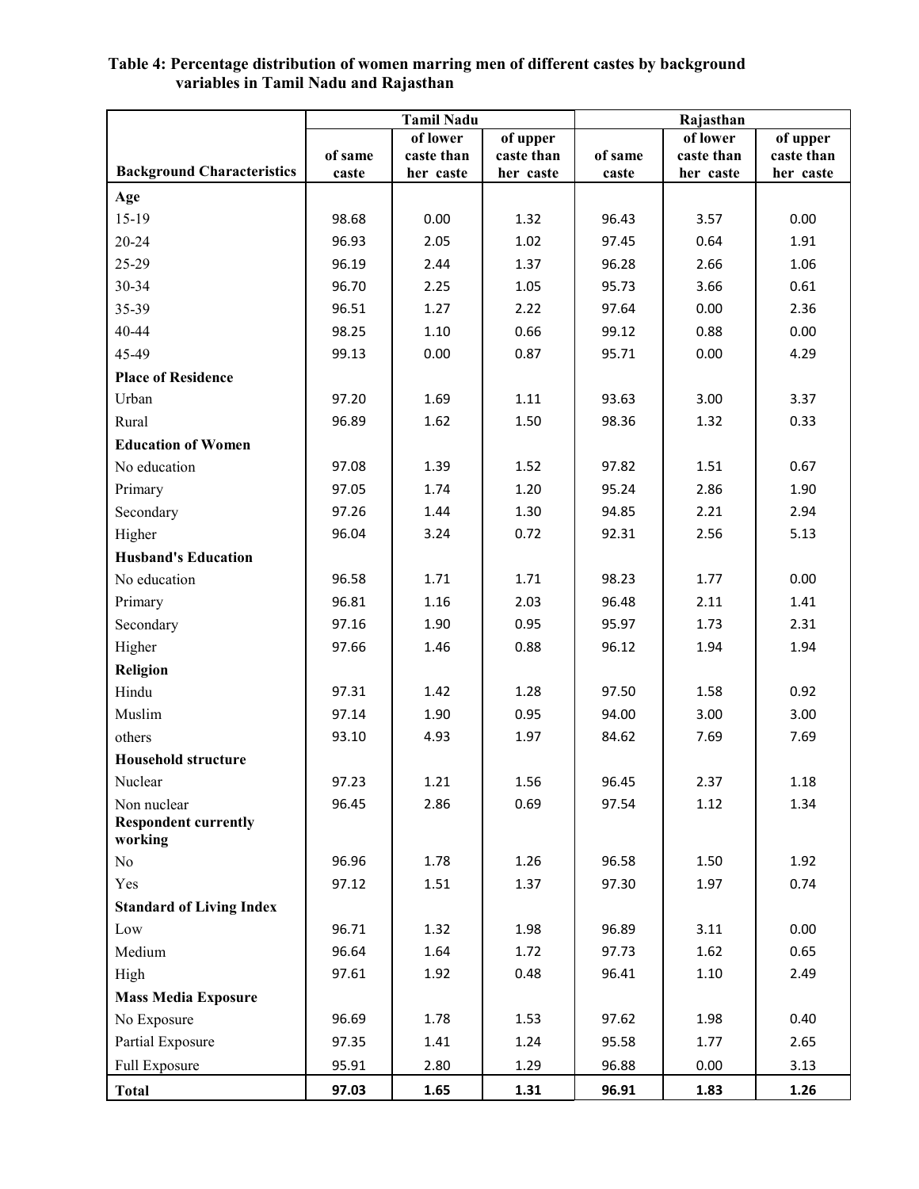**Table 4: Percentage distribution of women marring men of different castes by background variables in Tamil Nadu and Rajasthan**

| Background Characteristics | Tamil Nadu | | | Rajasthan | | |
|---|---|---|---|---|---|---|
| | of same caste | of lower caste than her caste | of upper caste than her caste | of same caste | of lower caste than her caste | of upper caste than her caste |
| **Age** | | | | | | |
| 15-19 | 98.68 | 0.00 | 1.32 | 96.43 | 3.57 | 0.00 |
| 20-24 | 96.93 | 2.05 | 1.02 | 97.45 | 0.64 | 1.91 |
| 25-29 | 96.19 | 2.44 | 1.37 | 96.28 | 2.66 | 1.06 |
| 30-34 | 96.70 | 2.25 | 1.05 | 95.73 | 3.66 | 0.61 |
| 35-39 | 96.51 | 1.27 | 2.22 | 97.64 | 0.00 | 2.36 |
| 40-44 | 98.25 | 1.10 | 0.66 | 99.12 | 0.88 | 0.00 |
| 45-49 | 99.13 | 0.00 | 0.87 | 95.71 | 0.00 | 4.29 |
| **Place of Residence** | | | | | | |
| Urban | 97.20 | 1.69 | 1.11 | 93.63 | 3.00 | 3.37 |
| Rural | 96.89 | 1.62 | 1.50 | 98.36 | 1.32 | 0.33 |
| **Education of Women** | | | | | | |
| No education | 97.08 | 1.39 | 1.52 | 97.82 | 1.51 | 0.67 |
| Primary | 97.05 | 1.74 | 1.20 | 95.24 | 2.86 | 1.90 |
| Secondary | 97.26 | 1.44 | 1.30 | 94.85 | 2.21 | 2.94 |
| Higher | 96.04 | 3.24 | 0.72 | 92.31 | 2.56 | 5.13 |
| **Husband's Education** | | | | | | |
| No education | 96.58 | 1.71 | 1.71 | 98.23 | 1.77 | 0.00 |
| Primary | 96.81 | 1.16 | 2.03 | 96.48 | 2.11 | 1.41 |
| Secondary | 97.16 | 1.90 | 0.95 | 95.97 | 1.73 | 2.31 |
| Higher | 97.66 | 1.46 | 0.88 | 96.12 | 1.94 | 1.94 |
| **Religion** | | | | | | |
| Hindu | 97.31 | 1.42 | 1.28 | 97.50 | 1.58 | 0.92 |
| Muslim | 97.14 | 1.90 | 0.95 | 94.00 | 3.00 | 3.00 |
| others | 93.10 | 4.93 | 1.97 | 84.62 | 7.69 | 7.69 |
| **Household structure** | | | | | | |
| Nuclear | 97.23 | 1.21 | 1.56 | 96.45 | 2.37 | 1.18 |
| Non nuclear | 96.45 | 2.86 | 0.69 | 97.54 | 1.12 | 1.34 |
| **Respondent currently working** | | | | | | |
| No | 96.96 | 1.78 | 1.26 | 96.58 | 1.50 | 1.92 |
| Yes | 97.12 | 1.51 | 1.37 | 97.30 | 1.97 | 0.74 |
| **Standard of Living Index** | | | | | | |
| Low | 96.71 | 1.32 | 1.98 | 96.89 | 3.11 | 0.00 |
| Medium | 96.64 | 1.64 | 1.72 | 97.73 | 1.62 | 0.65 |
| High | 97.61 | 1.92 | 0.48 | 96.41 | 1.10 | 2.49 |
| **Mass Media Exposure** | | | | | | |
| No Exposure | 96.69 | 1.78 | 1.53 | 97.62 | 1.98 | 0.40 |
| Partial Exposure | 97.35 | 1.41 | 1.24 | 95.58 | 1.77 | 2.65 |
| Full Exposure | 95.91 | 2.80 | 1.29 | 96.88 | 0.00 | 3.13 |
| **Total** | **97.03** | **1.65** | **1.31** | **96.91** | **1.83** | **1.26** |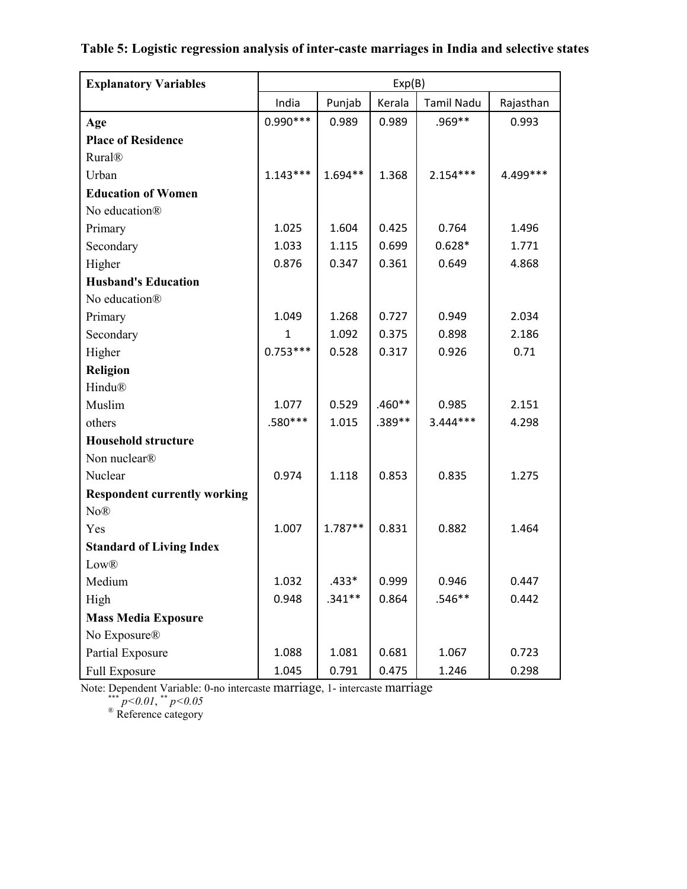**Table 5: Logistic regression analysis of inter-caste marriages in India and selective states**

| Explanatory Variables | Exp(B) | | | | |
|---|---|---|---|---|---|
| | India | Punjab | Kerala | Tamil Nadu | Rajasthan |
| **Age** | 0.990*** | 0.989 | 0.989 | .969** | 0.993 |
| **Place of Residence** | | | | | |
| Rural® | | | | | |
| Urban | 1.143*** | 1.694** | 1.368 | 2.154*** | 4.499*** |
| **Education of Women** | | | | | |
| No education® | | | | | |
| Primary | 1.025 | 1.604 | 0.425 | 0.764 | 1.496 |
| Secondary | 1.033 | 1.115 | 0.699 | 0.628* | 1.771 |
| Higher | 0.876 | 0.347 | 0.361 | 0.649 | 4.868 |
| **Husband's Education** | | | | | |
| No education® | | | | | |
| Primary | 1.049 | 1.268 | 0.727 | 0.949 | 2.034 |
| Secondary | 1 | 1.092 | 0.375 | 0.898 | 2.186 |
| Higher | 0.753*** | 0.528 | 0.317 | 0.926 | 0.71 |
| **Religion** | | | | | |
| Hindu® | | | | | |
| Muslim | 1.077 | 0.529 | .460** | 0.985 | 2.151 |
| others | .580*** | 1.015 | .389** | 3.444*** | 4.298 |
| **Household structure** | | | | | |
| Non nuclear® | | | | | |
| Nuclear | 0.974 | 1.118 | 0.853 | 0.835 | 1.275 |
| **Respondent currently working** | | | | | |
| No® | | | | | |
| Yes | 1.007 | 1.787** | 0.831 | 0.882 | 1.464 |
| **Standard of Living Index** | | | | | |
| Low® | | | | | |
| Medium | 1.032 | .433* | 0.999 | 0.946 | 0.447 |
| High | 0.948 | .341** | 0.864 | .546** | 0.442 |
| **Mass Media Exposure** | | | | | |
| No Exposure® | | | | | |
| Partial Exposure | 1.088 | 1.081 | 0.681 | 1.067 | 0.723 |
| Full Exposure | 1.045 | 0.791 | 0.475 | 1.246 | 0.298 |

Note: Dependent Variable: 0-no intercaste marriage, 1- intercaste marriage
*** *$p<0.01$*, ** *$p<0.05$*
® Reference category